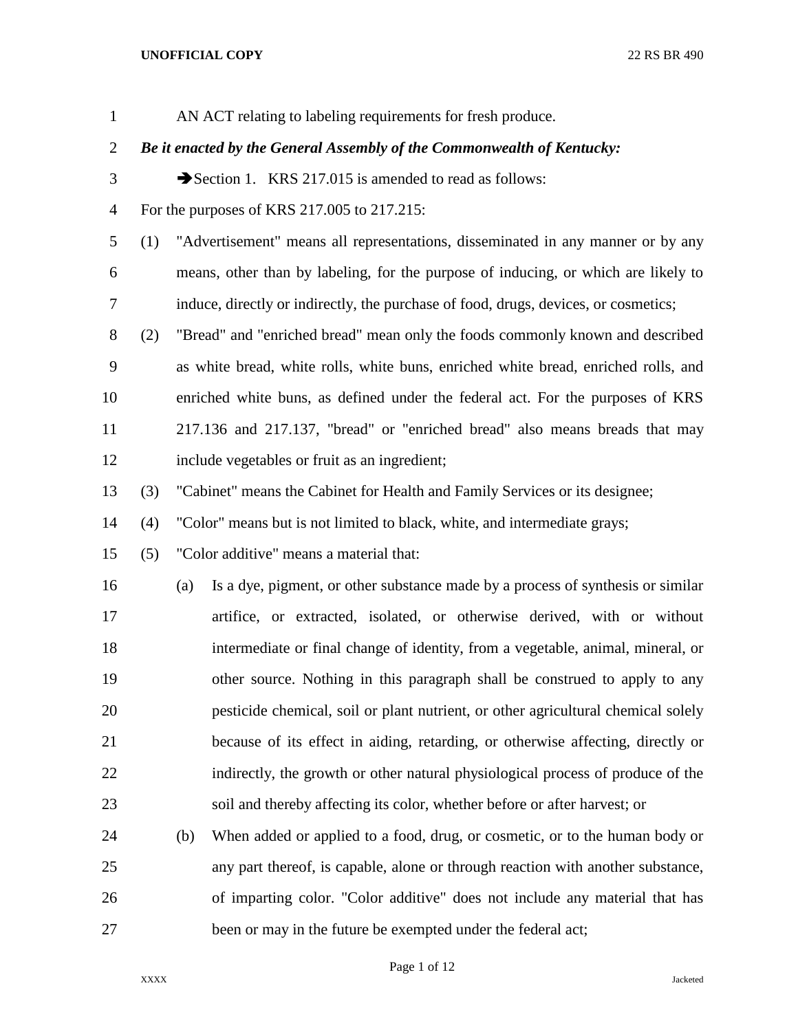AN ACT relating to labeling requirements for fresh produce.

***Be it enacted by the General Assembly of the Commonwealth of Kentucky:***

➔Section 1. KRS 217.015 is amended to read as follows:

For the purposes of KRS 217.005 to 217.215:

(1) "Advertisement" means all representations, disseminated in any manner or by any means, other than by labeling, for the purpose of inducing, or which are likely to induce, directly or indirectly, the purchase of food, drugs, devices, or cosmetics;

(2) "Bread" and "enriched bread" mean only the foods commonly known and described as white bread, white rolls, white buns, enriched white bread, enriched rolls, and enriched white buns, as defined under the federal act. For the purposes of KRS 217.136 and 217.137, "bread" or "enriched bread" also means breads that may include vegetables or fruit as an ingredient;

(3) "Cabinet" means the Cabinet for Health and Family Services or its designee;

(4) "Color" means but is not limited to black, white, and intermediate grays;

(5) "Color additive" means a material that:

(a) Is a dye, pigment, or other substance made by a process of synthesis or similar artifice, or extracted, isolated, or otherwise derived, with or without intermediate or final change of identity, from a vegetable, animal, mineral, or other source. Nothing in this paragraph shall be construed to apply to any pesticide chemical, soil or plant nutrient, or other agricultural chemical solely because of its effect in aiding, retarding, or otherwise affecting, directly or indirectly, the growth or other natural physiological process of produce of the soil and thereby affecting its color, whether before or after harvest; or

(b) When added or applied to a food, drug, or cosmetic, or to the human body or any part thereof, is capable, alone or through reaction with another substance, of imparting color. "Color additive" does not include any material that has been or may in the future be exempted under the federal act;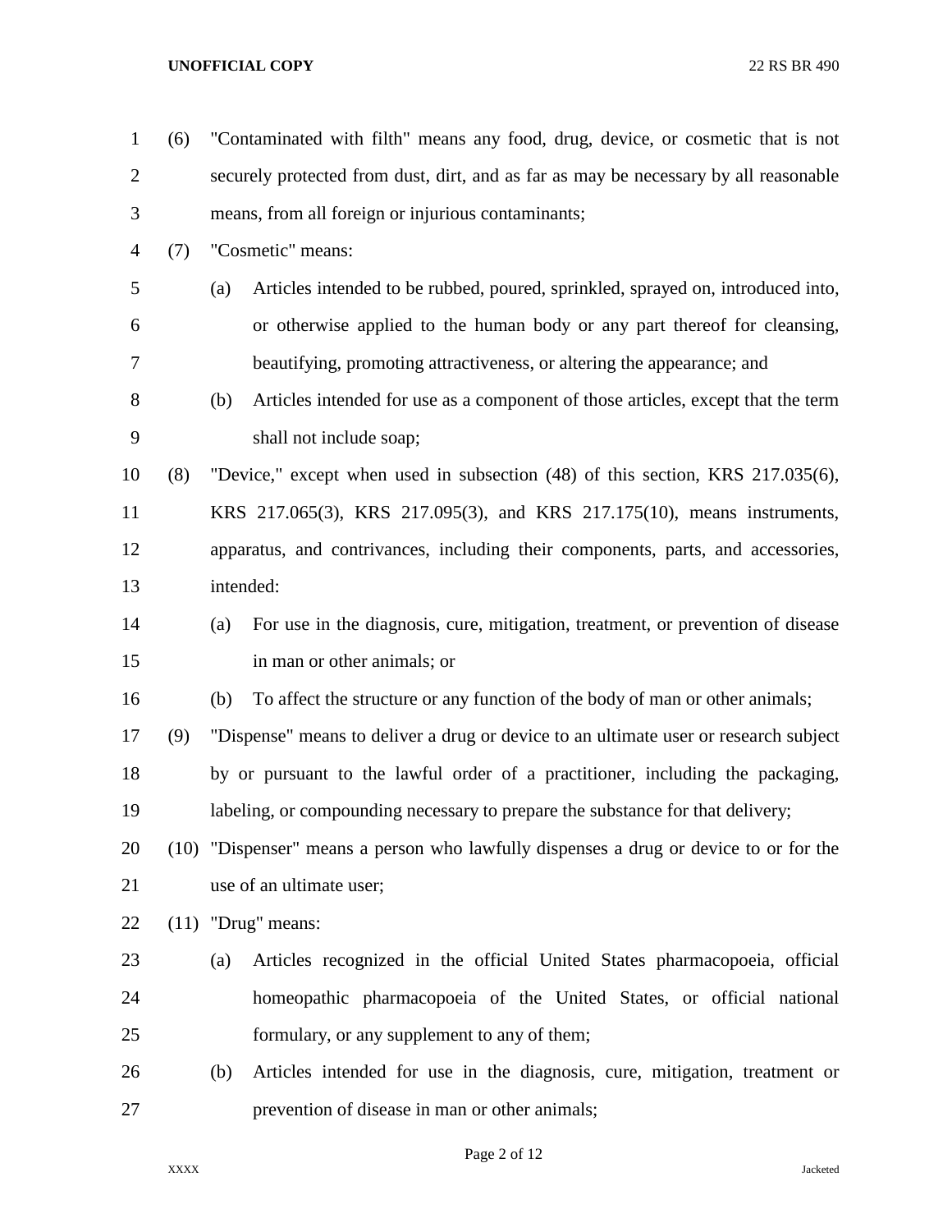(6) "Contaminated with filth" means any food, drug, device, or cosmetic that is not securely protected from dust, dirt, and as far as may be necessary by all reasonable means, from all foreign or injurious contaminants;

(7) "Cosmetic" means:

(a) Articles intended to be rubbed, poured, sprinkled, sprayed on, introduced into, or otherwise applied to the human body or any part thereof for cleansing, beautifying, promoting attractiveness, or altering the appearance; and

(b) Articles intended for use as a component of those articles, except that the term shall not include soap;

(8) "Device," except when used in subsection (48) of this section, KRS 217.035(6), KRS 217.065(3), KRS 217.095(3), and KRS 217.175(10), means instruments, apparatus, and contrivances, including their components, parts, and accessories, intended:

(a) For use in the diagnosis, cure, mitigation, treatment, or prevention of disease in man or other animals; or

(b) To affect the structure or any function of the body of man or other animals;

(9) "Dispense" means to deliver a drug or device to an ultimate user or research subject by or pursuant to the lawful order of a practitioner, including the packaging, labeling, or compounding necessary to prepare the substance for that delivery;

(10) "Dispenser" means a person who lawfully dispenses a drug or device to or for the use of an ultimate user;

(11) "Drug" means:

(a) Articles recognized in the official United States pharmacopoeia, official homeopathic pharmacopoeia of the United States, or official national formulary, or any supplement to any of them;

(b) Articles intended for use in the diagnosis, cure, mitigation, treatment or prevention of disease in man or other animals;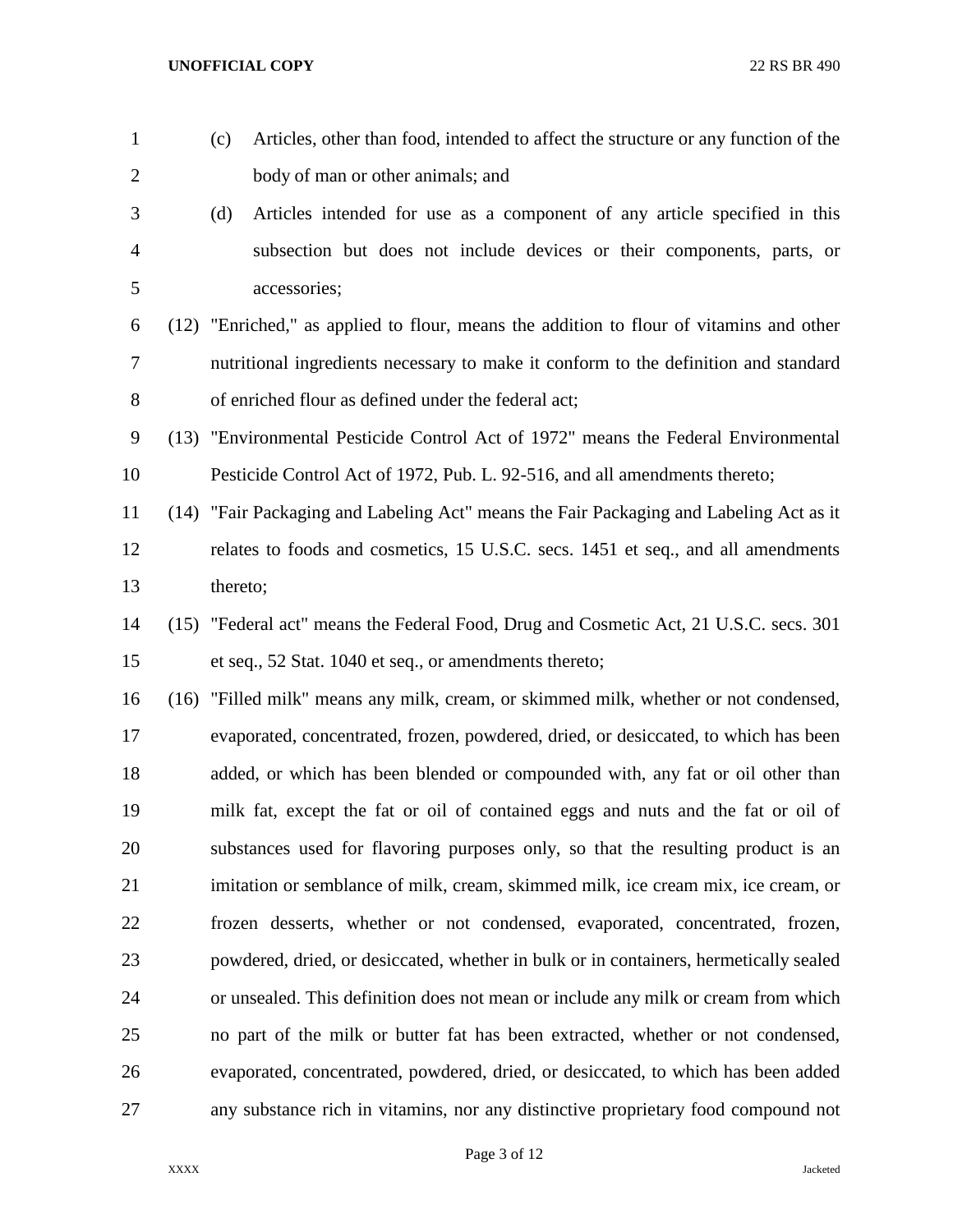(c) Articles, other than food, intended to affect the structure or any function of the body of man or other animals; and

(d) Articles intended for use as a component of any article specified in this subsection but does not include devices or their components, parts, or accessories;

(12) "Enriched," as applied to flour, means the addition to flour of vitamins and other nutritional ingredients necessary to make it conform to the definition and standard of enriched flour as defined under the federal act;

(13) "Environmental Pesticide Control Act of 1972" means the Federal Environmental Pesticide Control Act of 1972, Pub. L. 92-516, and all amendments thereto;

(14) "Fair Packaging and Labeling Act" means the Fair Packaging and Labeling Act as it relates to foods and cosmetics, 15 U.S.C. secs. 1451 et seq., and all amendments thereto;

(15) "Federal act" means the Federal Food, Drug and Cosmetic Act, 21 U.S.C. secs. 301 et seq., 52 Stat. 1040 et seq., or amendments thereto;

(16) "Filled milk" means any milk, cream, or skimmed milk, whether or not condensed, evaporated, concentrated, frozen, powdered, dried, or desiccated, to which has been added, or which has been blended or compounded with, any fat or oil other than milk fat, except the fat or oil of contained eggs and nuts and the fat or oil of substances used for flavoring purposes only, so that the resulting product is an imitation or semblance of milk, cream, skimmed milk, ice cream mix, ice cream, or frozen desserts, whether or not condensed, evaporated, concentrated, frozen, powdered, dried, or desiccated, whether in bulk or in containers, hermetically sealed or unsealed. This definition does not mean or include any milk or cream from which no part of the milk or butter fat has been extracted, whether or not condensed, evaporated, concentrated, powdered, dried, or desiccated, to which has been added any substance rich in vitamins, nor any distinctive proprietary food compound not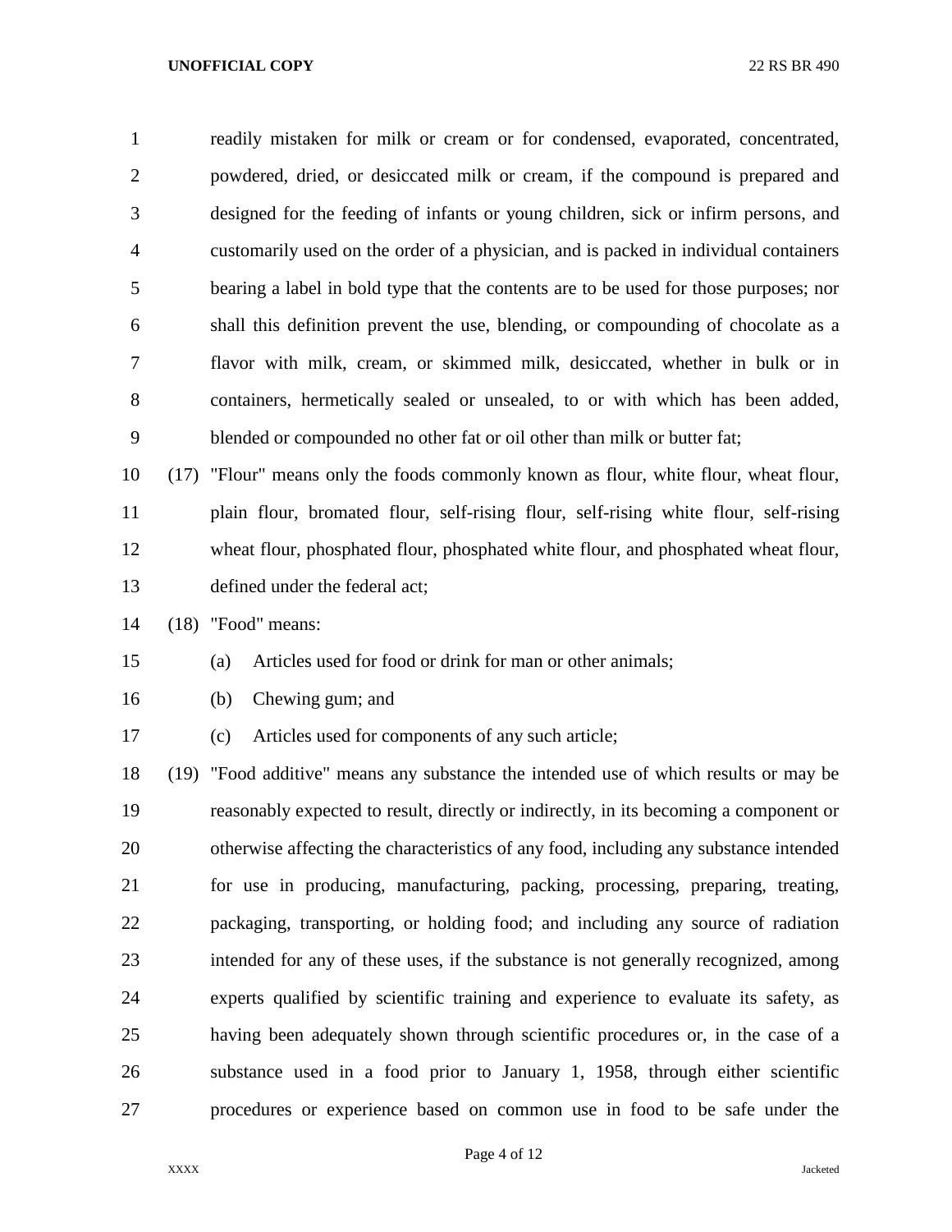readily mistaken for milk or cream or for condensed, evaporated, concentrated, powdered, dried, or desiccated milk or cream, if the compound is prepared and designed for the feeding of infants or young children, sick or infirm persons, and customarily used on the order of a physician, and is packed in individual containers bearing a label in bold type that the contents are to be used for those purposes; nor shall this definition prevent the use, blending, or compounding of chocolate as a flavor with milk, cream, or skimmed milk, desiccated, whether in bulk or in containers, hermetically sealed or unsealed, to or with which has been added, blended or compounded no other fat or oil other than milk or butter fat;

(17) "Flour" means only the foods commonly known as flour, white flour, wheat flour, plain flour, bromated flour, self-rising flour, self-rising white flour, self-rising wheat flour, phosphated flour, phosphated white flour, and phosphated wheat flour, defined under the federal act;

(18) "Food" means:

(a) Articles used for food or drink for man or other animals;

(b) Chewing gum; and

(c) Articles used for components of any such article;

(19) "Food additive" means any substance the intended use of which results or may be reasonably expected to result, directly or indirectly, in its becoming a component or otherwise affecting the characteristics of any food, including any substance intended for use in producing, manufacturing, packing, processing, preparing, treating, packaging, transporting, or holding food; and including any source of radiation intended for any of these uses, if the substance is not generally recognized, among experts qualified by scientific training and experience to evaluate its safety, as having been adequately shown through scientific procedures or, in the case of a substance used in a food prior to January 1, 1958, through either scientific procedures or experience based on common use in food to be safe under the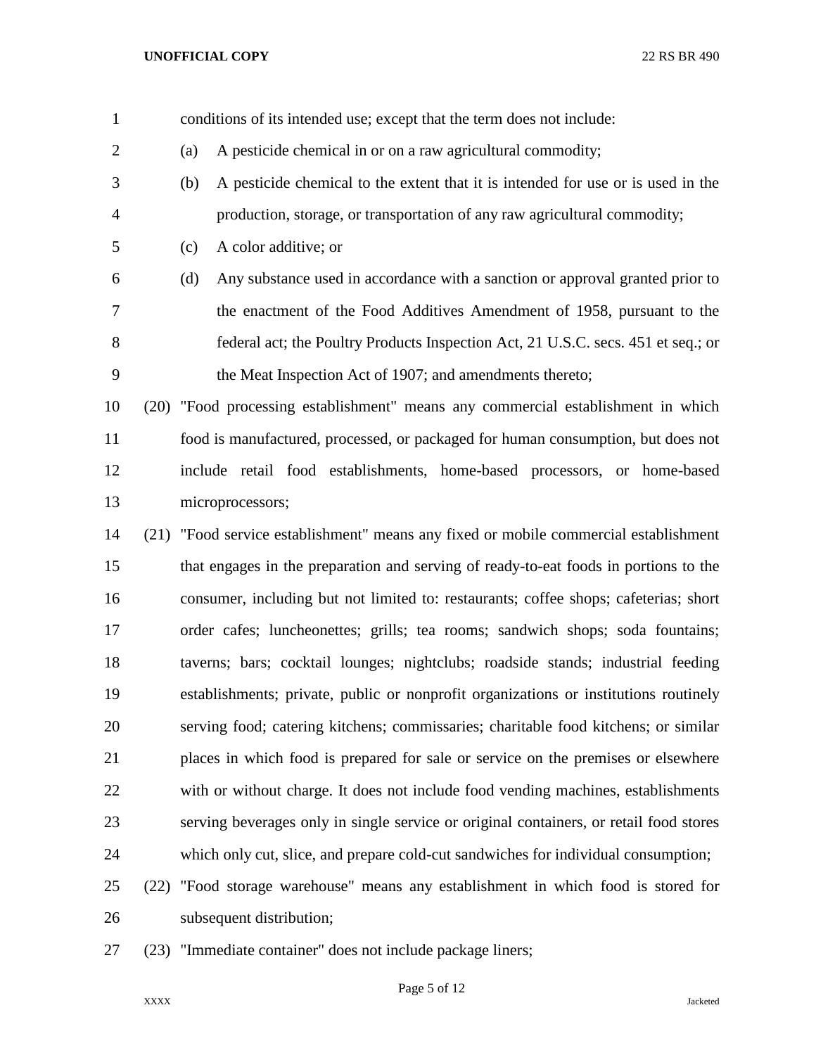conditions of its intended use; except that the term does not include:

(a) A pesticide chemical in or on a raw agricultural commodity;

(b) A pesticide chemical to the extent that it is intended for use or is used in the production, storage, or transportation of any raw agricultural commodity;

(c) A color additive; or

(d) Any substance used in accordance with a sanction or approval granted prior to the enactment of the Food Additives Amendment of 1958, pursuant to the federal act; the Poultry Products Inspection Act, 21 U.S.C. secs. 451 et seq.; or the Meat Inspection Act of 1907; and amendments thereto;

(20) "Food processing establishment" means any commercial establishment in which food is manufactured, processed, or packaged for human consumption, but does not include retail food establishments, home-based processors, or home-based microprocessors;

(21) "Food service establishment" means any fixed or mobile commercial establishment that engages in the preparation and serving of ready-to-eat foods in portions to the consumer, including but not limited to: restaurants; coffee shops; cafeterias; short order cafes; luncheonettes; grills; tea rooms; sandwich shops; soda fountains; taverns; bars; cocktail lounges; nightclubs; roadside stands; industrial feeding establishments; private, public or nonprofit organizations or institutions routinely serving food; catering kitchens; commissaries; charitable food kitchens; or similar places in which food is prepared for sale or service on the premises or elsewhere with or without charge. It does not include food vending machines, establishments serving beverages only in single service or original containers, or retail food stores which only cut, slice, and prepare cold-cut sandwiches for individual consumption;

(22) "Food storage warehouse" means any establishment in which food is stored for subsequent distribution;

(23) "Immediate container" does not include package liners;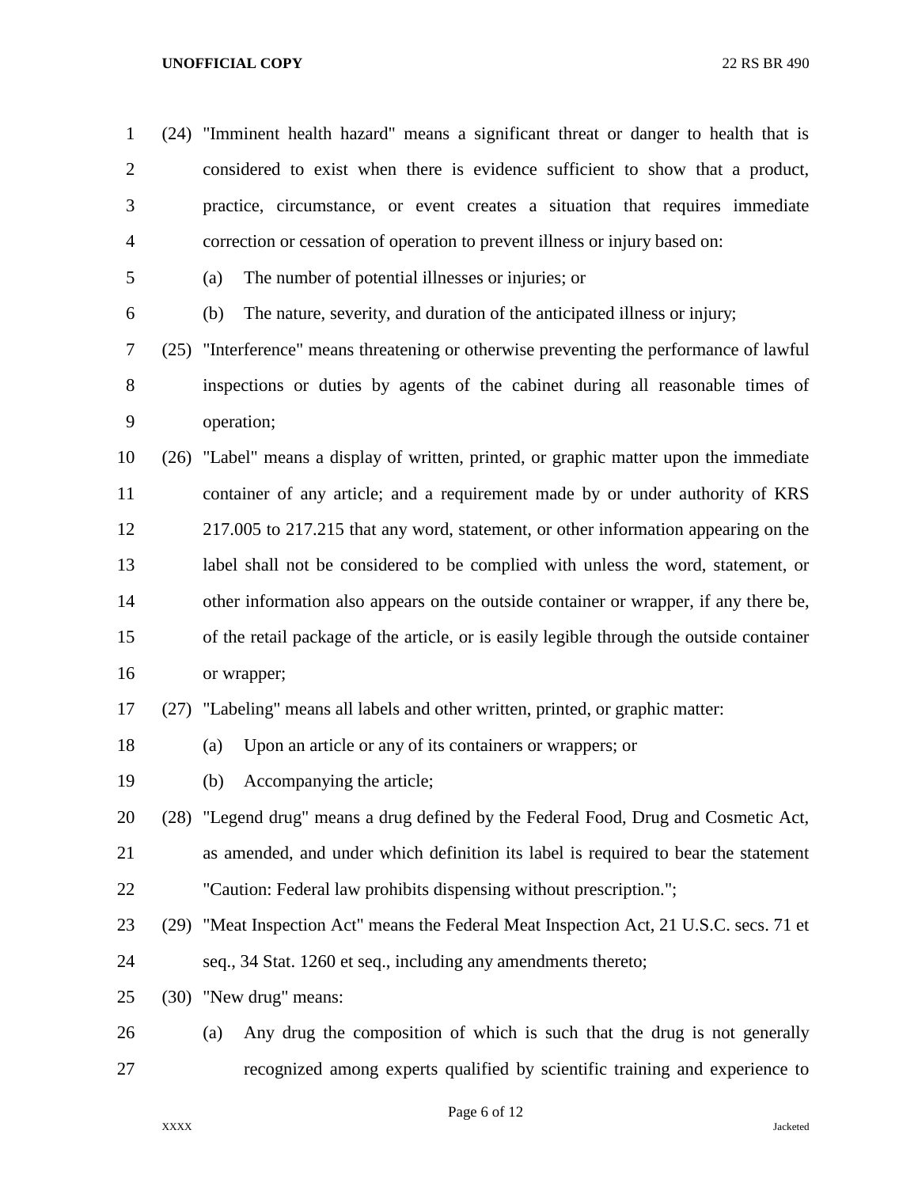(24) "Imminent health hazard" means a significant threat or danger to health that is considered to exist when there is evidence sufficient to show that a product, practice, circumstance, or event creates a situation that requires immediate correction or cessation of operation to prevent illness or injury based on:

(a) The number of potential illnesses or injuries; or

(b) The nature, severity, and duration of the anticipated illness or injury;

(25) "Interference" means threatening or otherwise preventing the performance of lawful inspections or duties by agents of the cabinet during all reasonable times of operation;

(26) "Label" means a display of written, printed, or graphic matter upon the immediate container of any article; and a requirement made by or under authority of KRS 217.005 to 217.215 that any word, statement, or other information appearing on the label shall not be considered to be complied with unless the word, statement, or other information also appears on the outside container or wrapper, if any there be, of the retail package of the article, or is easily legible through the outside container or wrapper;

(27) "Labeling" means all labels and other written, printed, or graphic matter:

(a) Upon an article or any of its containers or wrappers; or

(b) Accompanying the article;

(28) "Legend drug" means a drug defined by the Federal Food, Drug and Cosmetic Act, as amended, and under which definition its label is required to bear the statement "Caution: Federal law prohibits dispensing without prescription.";

(29) "Meat Inspection Act" means the Federal Meat Inspection Act, 21 U.S.C. secs. 71 et seq., 34 Stat. 1260 et seq., including any amendments thereto;

(30) "New drug" means:

(a) Any drug the composition of which is such that the drug is not generally recognized among experts qualified by scientific training and experience to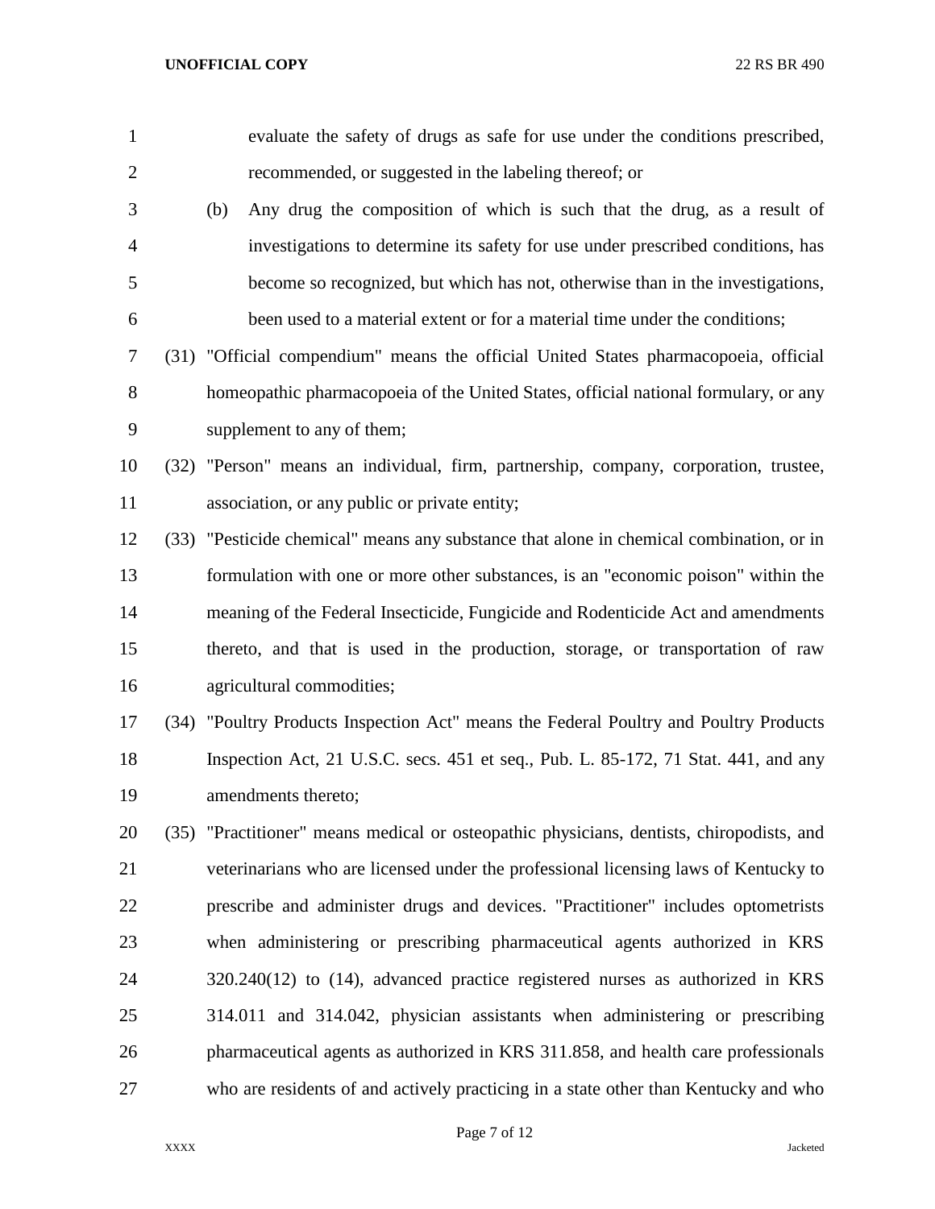evaluate the safety of drugs as safe for use under the conditions prescribed, recommended, or suggested in the labeling thereof; or

(b) Any drug the composition of which is such that the drug, as a result of investigations to determine its safety for use under prescribed conditions, has become so recognized, but which has not, otherwise than in the investigations, been used to a material extent or for a material time under the conditions;

(31) "Official compendium" means the official United States pharmacopoeia, official homeopathic pharmacopoeia of the United States, official national formulary, or any supplement to any of them;

(32) "Person" means an individual, firm, partnership, company, corporation, trustee, association, or any public or private entity;

(33) "Pesticide chemical" means any substance that alone in chemical combination, or in formulation with one or more other substances, is an "economic poison" within the meaning of the Federal Insecticide, Fungicide and Rodenticide Act and amendments thereto, and that is used in the production, storage, or transportation of raw agricultural commodities;

(34) "Poultry Products Inspection Act" means the Federal Poultry and Poultry Products Inspection Act, 21 U.S.C. secs. 451 et seq., Pub. L. 85-172, 71 Stat. 441, and any amendments thereto;

(35) "Practitioner" means medical or osteopathic physicians, dentists, chiropodists, and veterinarians who are licensed under the professional licensing laws of Kentucky to prescribe and administer drugs and devices. "Practitioner" includes optometrists when administering or prescribing pharmaceutical agents authorized in KRS 320.240(12) to (14), advanced practice registered nurses as authorized in KRS 314.011 and 314.042, physician assistants when administering or prescribing pharmaceutical agents as authorized in KRS 311.858, and health care professionals who are residents of and actively practicing in a state other than Kentucky and who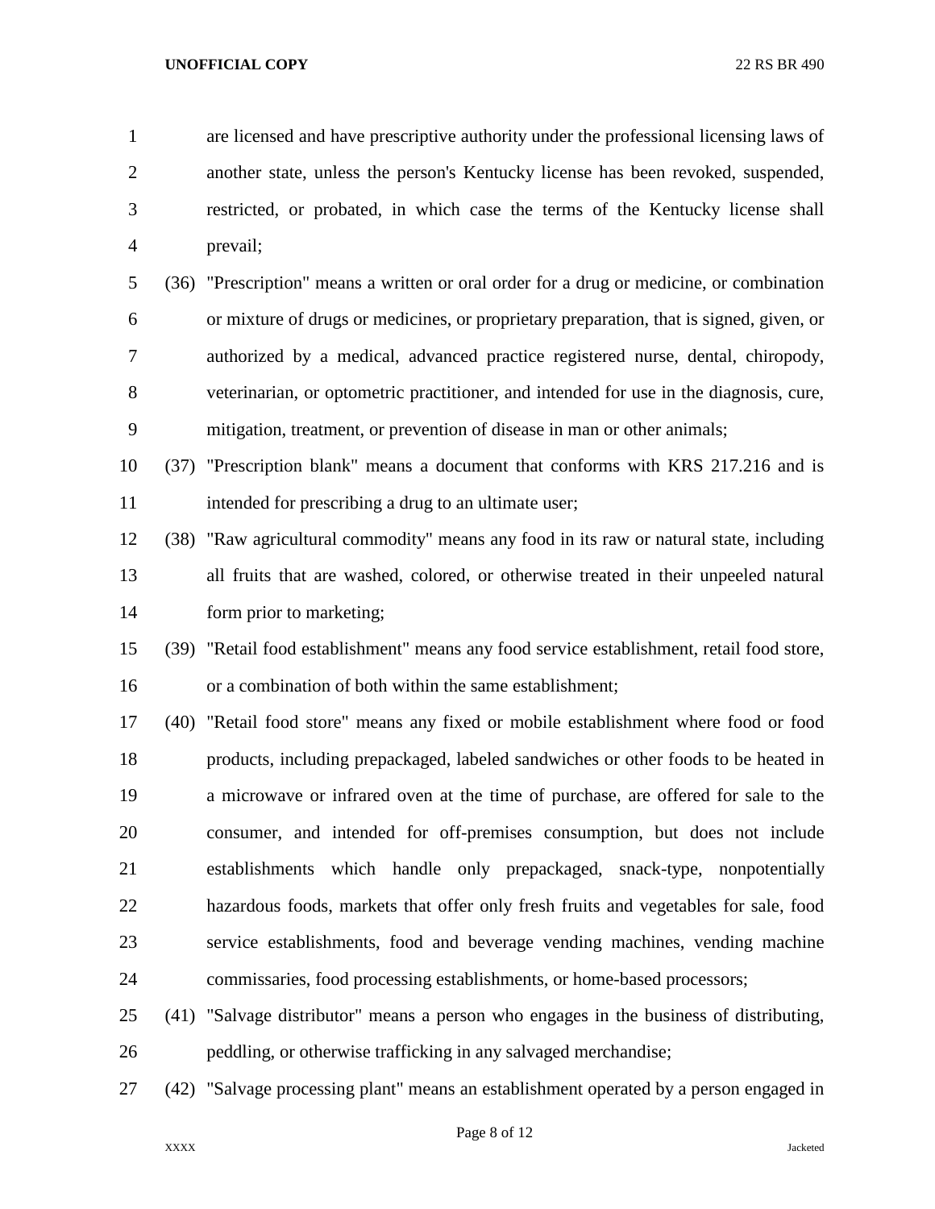are licensed and have prescriptive authority under the professional licensing laws of another state, unless the person's Kentucky license has been revoked, suspended, restricted, or probated, in which case the terms of the Kentucky license shall prevail;

(36) "Prescription" means a written or oral order for a drug or medicine, or combination or mixture of drugs or medicines, or proprietary preparation, that is signed, given, or authorized by a medical, advanced practice registered nurse, dental, chiropody, veterinarian, or optometric practitioner, and intended for use in the diagnosis, cure, mitigation, treatment, or prevention of disease in man or other animals;

(37) "Prescription blank" means a document that conforms with KRS 217.216 and is intended for prescribing a drug to an ultimate user;

(38) "Raw agricultural commodity" means any food in its raw or natural state, including all fruits that are washed, colored, or otherwise treated in their unpeeled natural form prior to marketing;

(39) "Retail food establishment" means any food service establishment, retail food store, or a combination of both within the same establishment;

(40) "Retail food store" means any fixed or mobile establishment where food or food products, including prepackaged, labeled sandwiches or other foods to be heated in a microwave or infrared oven at the time of purchase, are offered for sale to the consumer, and intended for off-premises consumption, but does not include establishments which handle only prepackaged, snack-type, nonpotentially hazardous foods, markets that offer only fresh fruits and vegetables for sale, food service establishments, food and beverage vending machines, vending machine commissaries, food processing establishments, or home-based processors;

(41) "Salvage distributor" means a person who engages in the business of distributing, peddling, or otherwise trafficking in any salvaged merchandise;

(42) "Salvage processing plant" means an establishment operated by a person engaged in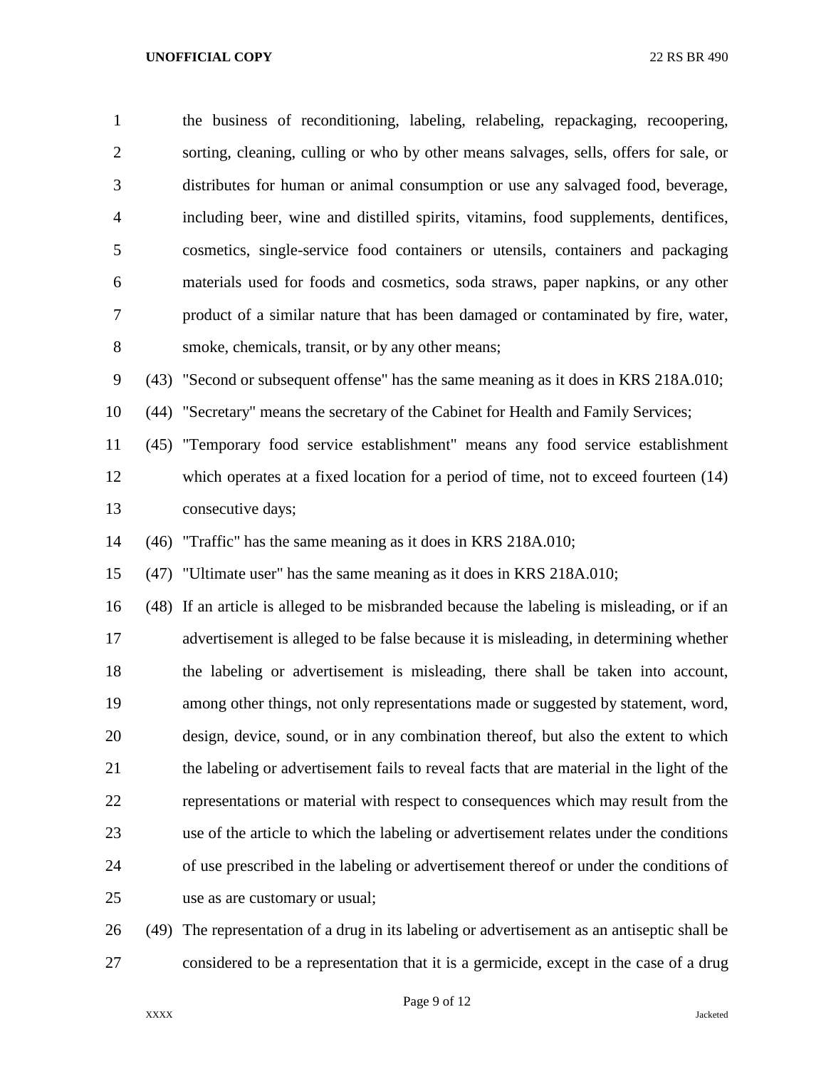the business of reconditioning, labeling, relabeling, repackaging, recoopering, sorting, cleaning, culling or who by other means salvages, sells, offers for sale, or distributes for human or animal consumption or use any salvaged food, beverage, including beer, wine and distilled spirits, vitamins, food supplements, dentifices, cosmetics, single-service food containers or utensils, containers and packaging materials used for foods and cosmetics, soda straws, paper napkins, or any other product of a similar nature that has been damaged or contaminated by fire, water, smoke, chemicals, transit, or by any other means;

(43) "Second or subsequent offense" has the same meaning as it does in KRS 218A.010;

(44) "Secretary" means the secretary of the Cabinet for Health and Family Services;

(45) "Temporary food service establishment" means any food service establishment which operates at a fixed location for a period of time, not to exceed fourteen (14) consecutive days;

(46) "Traffic" has the same meaning as it does in KRS 218A.010;

(47) "Ultimate user" has the same meaning as it does in KRS 218A.010;

(48) If an article is alleged to be misbranded because the labeling is misleading, or if an advertisement is alleged to be false because it is misleading, in determining whether the labeling or advertisement is misleading, there shall be taken into account, among other things, not only representations made or suggested by statement, word, design, device, sound, or in any combination thereof, but also the extent to which the labeling or advertisement fails to reveal facts that are material in the light of the representations or material with respect to consequences which may result from the use of the article to which the labeling or advertisement relates under the conditions of use prescribed in the labeling or advertisement thereof or under the conditions of use as are customary or usual;

(49) The representation of a drug in its labeling or advertisement as an antiseptic shall be considered to be a representation that it is a germicide, except in the case of a drug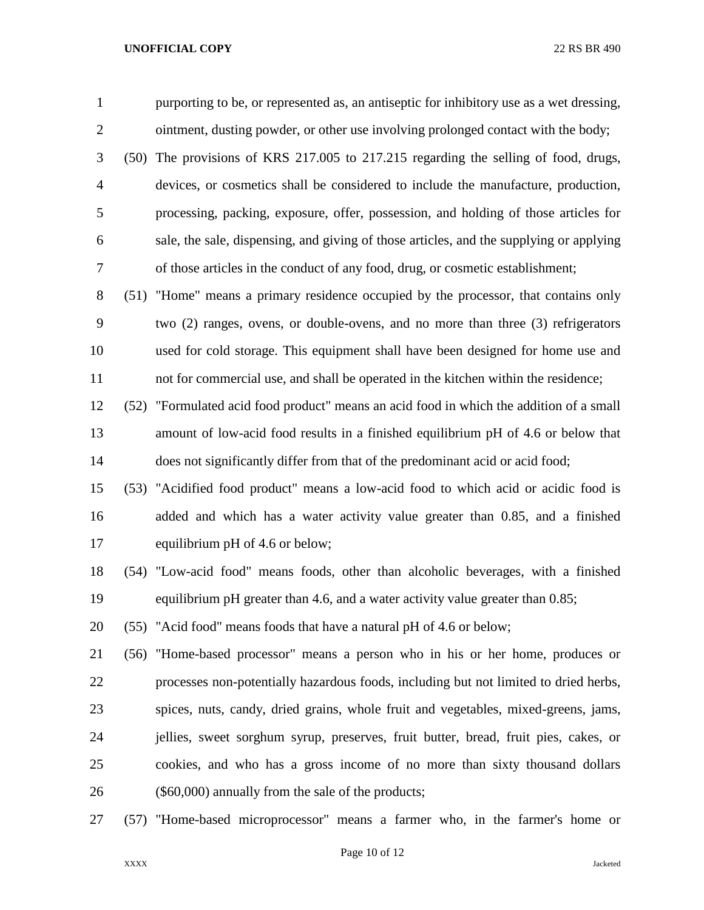purporting to be, or represented as, an antiseptic for inhibitory use as a wet dressing, ointment, dusting powder, or other use involving prolonged contact with the body;

(50) The provisions of KRS 217.005 to 217.215 regarding the selling of food, drugs, devices, or cosmetics shall be considered to include the manufacture, production, processing, packing, exposure, offer, possession, and holding of those articles for sale, the sale, dispensing, and giving of those articles, and the supplying or applying of those articles in the conduct of any food, drug, or cosmetic establishment;

(51) "Home" means a primary residence occupied by the processor, that contains only two (2) ranges, ovens, or double-ovens, and no more than three (3) refrigerators used for cold storage. This equipment shall have been designed for home use and not for commercial use, and shall be operated in the kitchen within the residence;

(52) "Formulated acid food product" means an acid food in which the addition of a small amount of low-acid food results in a finished equilibrium pH of 4.6 or below that does not significantly differ from that of the predominant acid or acid food;

(53) "Acidified food product" means a low-acid food to which acid or acidic food is added and which has a water activity value greater than 0.85, and a finished equilibrium pH of 4.6 or below;

(54) "Low-acid food" means foods, other than alcoholic beverages, with a finished equilibrium pH greater than 4.6, and a water activity value greater than 0.85;

(55) "Acid food" means foods that have a natural pH of 4.6 or below;

(56) "Home-based processor" means a person who in his or her home, produces or processes non-potentially hazardous foods, including but not limited to dried herbs, spices, nuts, candy, dried grains, whole fruit and vegetables, mixed-greens, jams, jellies, sweet sorghum syrup, preserves, fruit butter, bread, fruit pies, cakes, or cookies, and who has a gross income of no more than sixty thousand dollars ($60,000) annually from the sale of the products;

(57) "Home-based microprocessor" means a farmer who, in the farmer's home or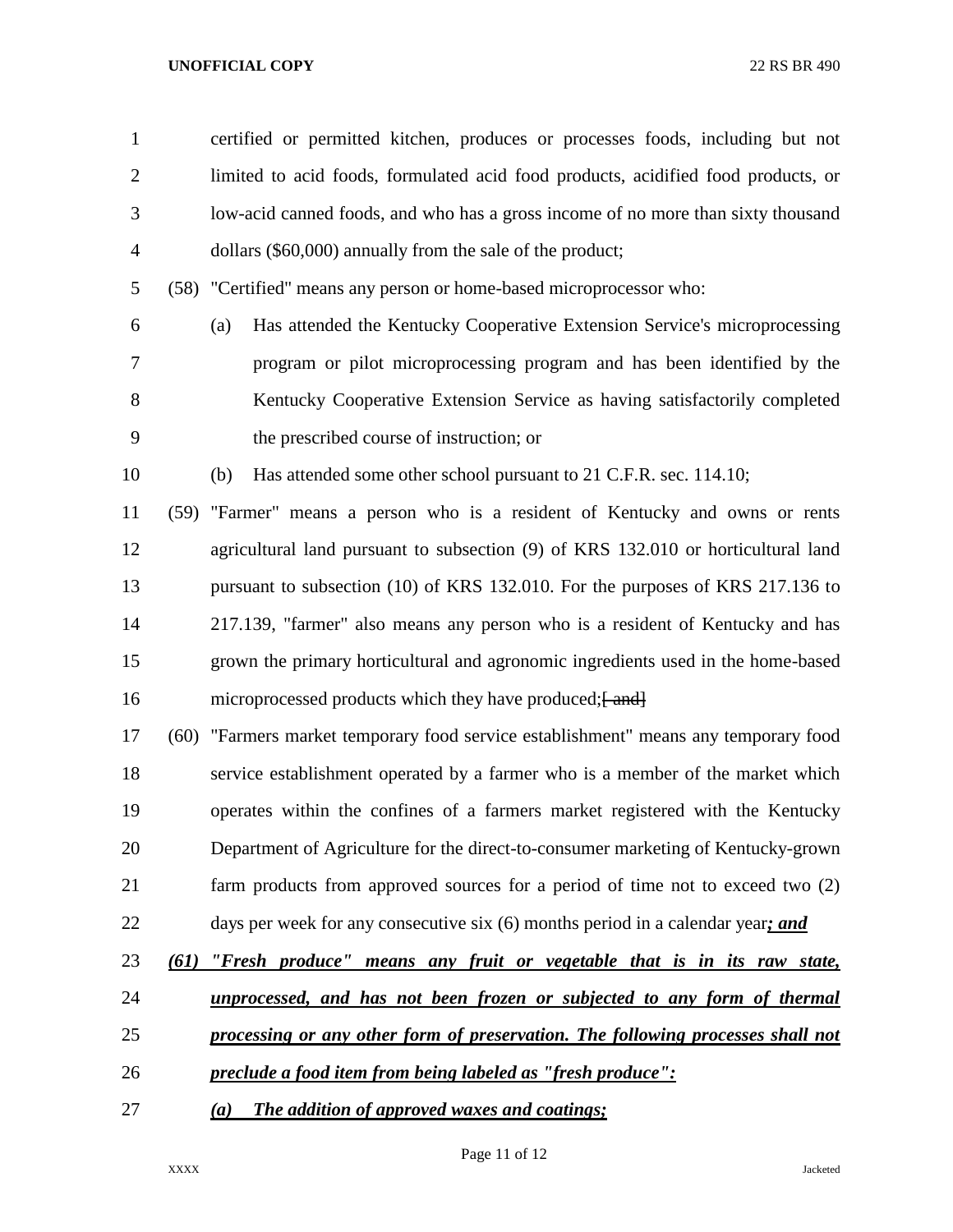certified or permitted kitchen, produces or processes foods, including but not limited to acid foods, formulated acid food products, acidified food products, or low-acid canned foods, and who has a gross income of no more than sixty thousand dollars ($60,000) annually from the sale of the product;

(58) "Certified" means any person or home-based microprocessor who:

(a) Has attended the Kentucky Cooperative Extension Service's microprocessing program or pilot microprocessing program and has been identified by the Kentucky Cooperative Extension Service as having satisfactorily completed the prescribed course of instruction; or

(b) Has attended some other school pursuant to 21 C.F.R. sec. 114.10;

(59) "Farmer" means a person who is a resident of Kentucky and owns or rents agricultural land pursuant to subsection (9) of KRS 132.010 or horticultural land pursuant to subsection (10) of KRS 132.010. For the purposes of KRS 217.136 to 217.139, "farmer" also means any person who is a resident of Kentucky and has grown the primary horticultural and agronomic ingredients used in the home-based microprocessed products which they have produced;~~[ and]~~

(60) "Farmers market temporary food service establishment" means any temporary food service establishment operated by a farmer who is a member of the market which operates within the confines of a farmers market registered with the Kentucky Department of Agriculture for the direct-to-consumer marketing of Kentucky-grown farm products from approved sources for a period of time not to exceed two (2) days per week for any consecutive six (6) months period in a calendar year***; and***

***(61) "Fresh produce" means any fruit or vegetable that is in its raw state, unprocessed, and has not been frozen or subjected to any form of thermal processing or any other form of preservation. The following processes shall not preclude a food item from being labeled as "fresh produce":***

***(a) The addition of approved waxes and coatings;***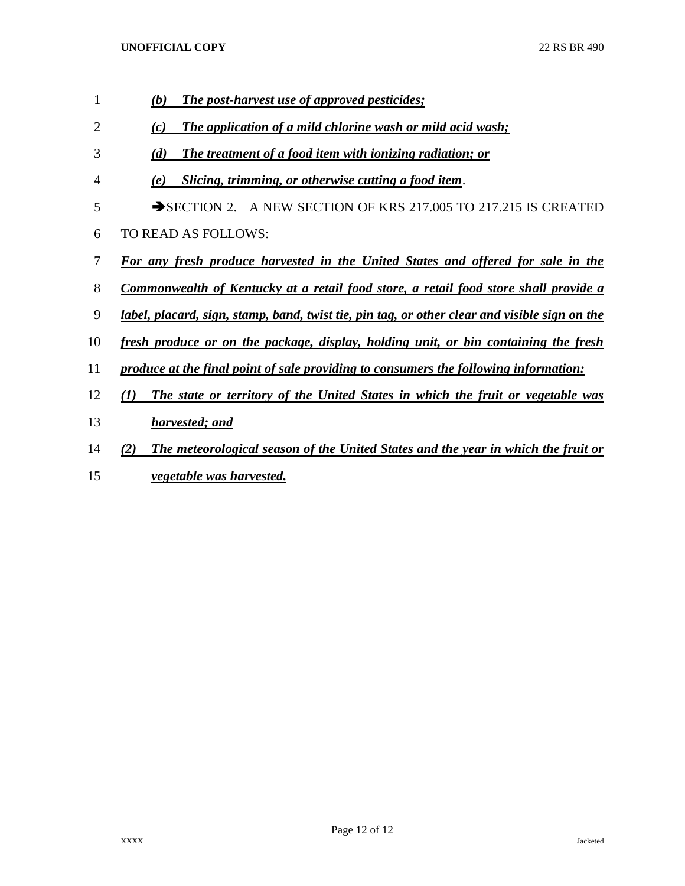*(b) The post-harvest use of approved pesticides;*

*(c) The application of a mild chlorine wash or mild acid wash;*

*(d) The treatment of a food item with ionizing radiation; or*

*(e) Slicing, trimming, or otherwise cutting a food item*.

➔SECTION 2. A NEW SECTION OF KRS 217.005 TO 217.215 IS CREATED TO READ AS FOLLOWS:

*For any fresh produce harvested in the United States and offered for sale in the Commonwealth of Kentucky at a retail food store, a retail food store shall provide a label, placard, sign, stamp, band, twist tie, pin tag, or other clear and visible sign on the fresh produce or on the package, display, holding unit, or bin containing the fresh produce at the final point of sale providing to consumers the following information:*

*(1) The state or territory of the United States in which the fruit or vegetable was harvested; and*

*(2) The meteorological season of the United States and the year in which the fruit or vegetable was harvested.*